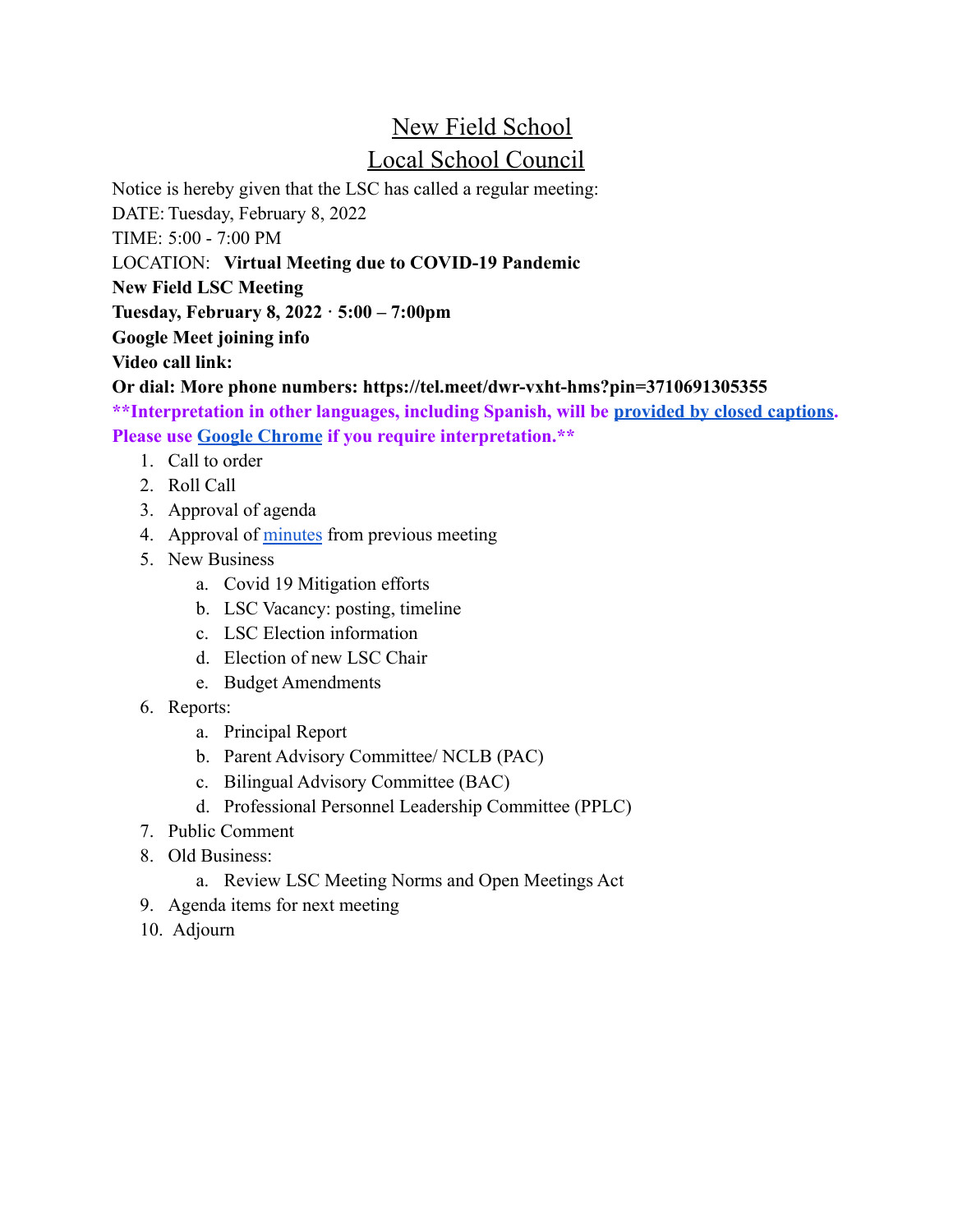# New Field School

## Local School Council

Notice is hereby given that the LSC has called a regular meeting:

DATE: Tuesday, February 8, 2022

TIME: 5:00 - 7:00 PM

LOCATION: **Virtual Meeting due to COVID-19 Pandemic**

**New Field LSC Meeting**

**Tuesday, February 8, 2022 · 5:00 – 7:00pm**

**Google Meet joining info**

**Video call link:**

**Or dial: More phone numbers: https://tel.meet/dwr-vxht-hms?pin=3710691305355**

****Interpretation in other languages, including Spanish, will be provided by closed captions. Please use Google Chrome if you require interpretation.****

1. Call to order
2. Roll Call
3. Approval of agenda
4. Approval of minutes from previous meeting
5. New Business
   a. Covid 19 Mitigation efforts
   b. LSC Vacancy: posting, timeline
   c. LSC Election information
   d. Election of new LSC Chair
   e. Budget Amendments
6. Reports:
   a. Principal Report
   b. Parent Advisory Committee/ NCLB (PAC)
   c. Bilingual Advisory Committee (BAC)
   d. Professional Personnel Leadership Committee (PPLC)
7. Public Comment
8. Old Business:
   a. Review LSC Meeting Norms and Open Meetings Act
9. Agenda items for next meeting
10. Adjourn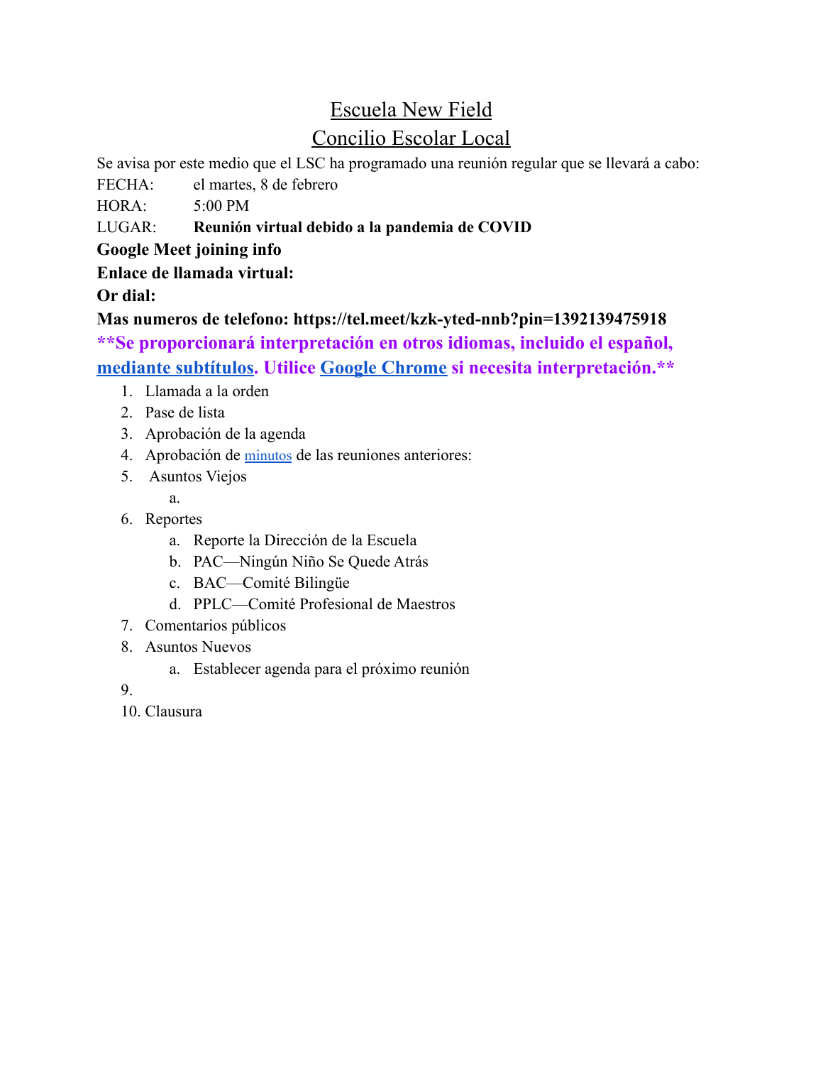# Escuela New Field

## Concilio Escolar Local

Se avisa por este medio que el LSC ha programado una reunión regular que se llevará a cabo:

FECHA: el martes, 8 de febrero

HORA: 5:00 PM

LUGAR: **Reunión virtual debido a la pandemia de COVID**

**Google Meet joining info**

**Enlace de llamada virtual:**

**Or dial:**

**Mas numeros de telefono: https://tel.meet/kzk-yted-nnb?pin=1392139475918**

****Se proporcionará interpretación en otros idiomas, incluido el español, mediante subtítulos. Utilice Google Chrome si necesita interpretación.****

1. Llamada a la orden
2. Pase de lista
3. Aprobación de la agenda
4. Aprobación de minutos de las reuniones anteriores:
5. Asuntos Viejos
   a.
6. Reportes
   a. Reporte la Dirección de la Escuela
   b. PAC—Ningún Niño Se Quede Atrás
   c. BAC—Comité Bilingüe
   d. PPLC—Comité Profesional de Maestros
7. Comentarios públicos
8. Asuntos Nuevos
   a. Establecer agenda para el próximo reunión
9. 
10. Clausura